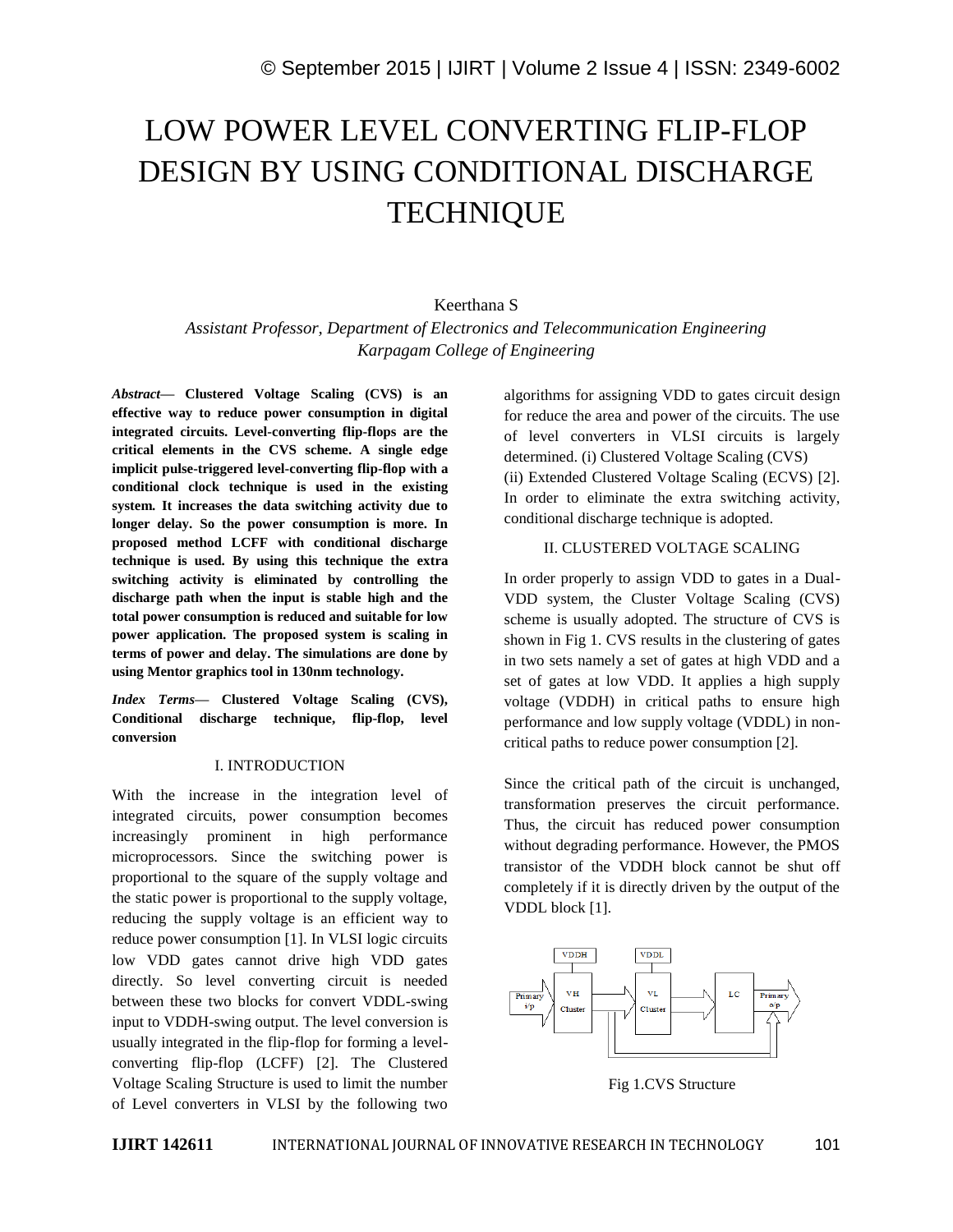# LOW POWER LEVEL CONVERTING FLIP-FLOP DESIGN BY USING CONDITIONAL DISCHARGE TECHNIQUE

Keerthana S

*Assistant Professor, Department of Electronics and Telecommunication Engineering*
*Karpagam College of Engineering*

***Abstract*— Clustered Voltage Scaling (CVS) is an effective way to reduce power consumption in digital integrated circuits. Level-converting flip-flops are the critical elements in the CVS scheme. A single edge implicit pulse-triggered level-converting flip-flop with a conditional clock technique is used in the existing system. It increases the data switching activity due to longer delay. So the power consumption is more. In proposed method LCFF with conditional discharge technique is used. By using this technique the extra switching activity is eliminated by controlling the discharge path when the input is stable high and the total power consumption is reduced and suitable for low power application. The proposed system is scaling in terms of power and delay. The simulations are done by using Mentor graphics tool in 130nm technology.**

***Index Terms*— Clustered Voltage Scaling (CVS), Conditional discharge technique, flip-flop, level conversion**

## I. INTRODUCTION

With the increase in the integration level of integrated circuits, power consumption becomes increasingly prominent in high performance microprocessors. Since the switching power is proportional to the square of the supply voltage and the static power is proportional to the supply voltage, reducing the supply voltage is an efficient way to reduce power consumption [1]. In VLSI logic circuits low VDD gates cannot drive high VDD gates directly. So level converting circuit is needed between these two blocks for convert VDDL-swing input to VDDH-swing output. The level conversion is usually integrated in the flip-flop for forming a level-converting flip-flop (LCFF) [2]. The Clustered Voltage Scaling Structure is used to limit the number of Level converters in VLSI by the following two algorithms for assigning VDD to gates circuit design for reduce the area and power of the circuits. The use of level converters in VLSI circuits is largely determined. (i) Clustered Voltage Scaling (CVS) (ii) Extended Clustered Voltage Scaling (ECVS) [2]. In order to eliminate the extra switching activity, conditional discharge technique is adopted.

## II. CLUSTERED VOLTAGE SCALING

In order properly to assign VDD to gates in a Dual-VDD system, the Cluster Voltage Scaling (CVS) scheme is usually adopted. The structure of CVS is shown in Fig 1. CVS results in the clustering of gates in two sets namely a set of gates at high VDD and a set of gates at low VDD. It applies a high supply voltage (VDDH) in critical paths to ensure high performance and low supply voltage (VDDL) in non-critical paths to reduce power consumption [2].

Since the critical path of the circuit is unchanged, transformation preserves the circuit performance. Thus, the circuit has reduced power consumption without degrading performance. However, the PMOS transistor of the VDDH block cannot be shut off completely if it is directly driven by the output of the VDDL block [1].

Fig 1.CVS Structure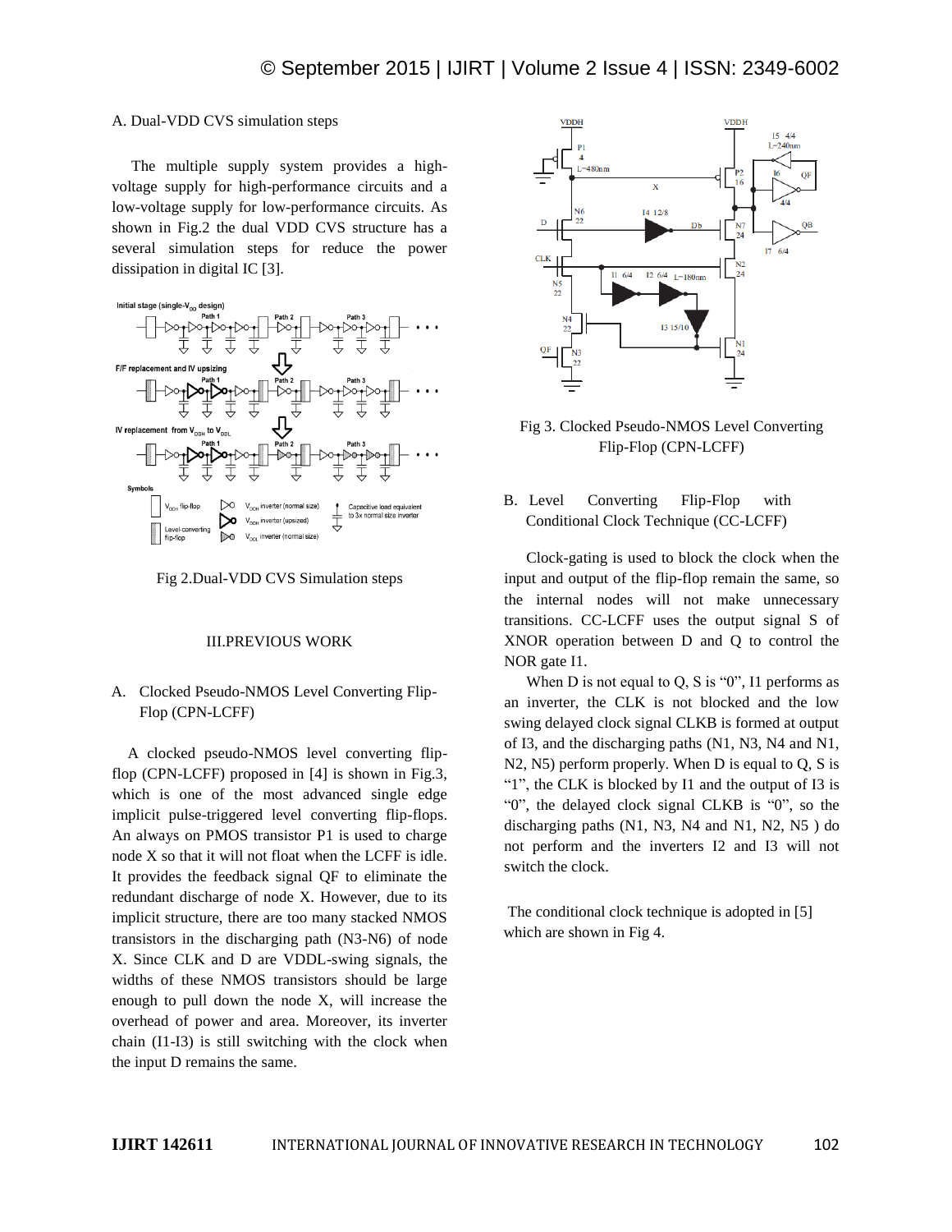### A. Dual-VDD CVS simulation steps

The multiple supply system provides a high-voltage supply for high-performance circuits and a low-voltage supply for low-performance circuits. As shown in Fig.2 the dual VDD CVS structure has a several simulation steps for reduce the power dissipation in digital IC [3].

Fig 2.Dual-VDD CVS Simulation steps

## III.PREVIOUS WORK

### A. Clocked Pseudo-NMOS Level Converting Flip-Flop (CPN-LCFF)

A clocked pseudo-NMOS level converting flip-flop (CPN-LCFF) proposed in [4] is shown in Fig.3, which is one of the most advanced single edge implicit pulse-triggered level converting flip-flops. An always on PMOS transistor P1 is used to charge node X so that it will not float when the LCFF is idle. It provides the feedback signal QF to eliminate the redundant discharge of node X. However, due to its implicit structure, there are too many stacked NMOS transistors in the discharging path (N3-N6) of node X. Since CLK and D are VDDL-swing signals, the widths of these NMOS transistors should be large enough to pull down the node X, will increase the overhead of power and area. Moreover, its inverter chain (I1-I3) is still switching with the clock when the input D remains the same.

Fig 3. Clocked Pseudo-NMOS Level Converting Flip-Flop (CPN-LCFF)

### B. Level Converting Flip-Flop with Conditional Clock Technique (CC-LCFF)

Clock-gating is used to block the clock when the input and output of the flip-flop remain the same, so the internal nodes will not make unnecessary transitions. CC-LCFF uses the output signal S of XNOR operation between D and Q to control the NOR gate I1.

When D is not equal to Q, S is "0", I1 performs as an inverter, the CLK is not blocked and the low swing delayed clock signal CLKB is formed at output of I3, and the discharging paths (N1, N3, N4 and N1, N2, N5) perform properly. When D is equal to Q, S is "1", the CLK is blocked by I1 and the output of I3 is "0", the delayed clock signal CLKB is "0", so the discharging paths (N1, N3, N4 and N1, N2, N5 ) do not perform and the inverters I2 and I3 will not switch the clock.

The conditional clock technique is adopted in [5] which are shown in Fig 4.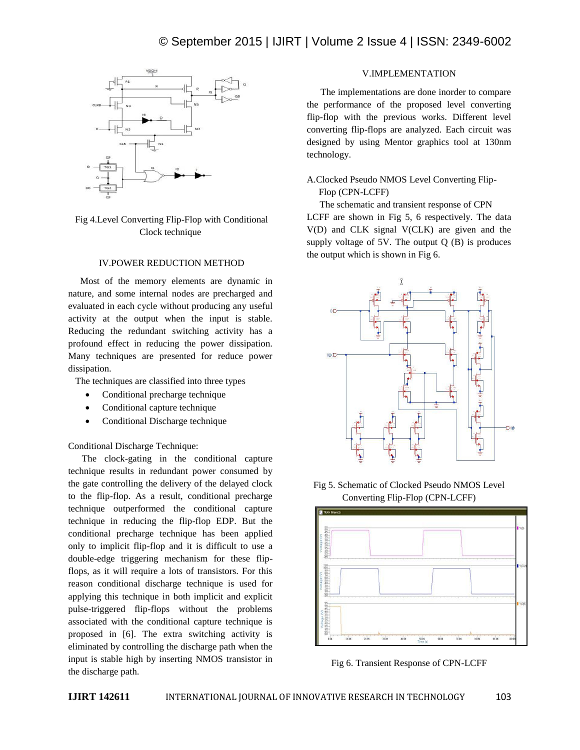Fig 4.Level Converting Flip-Flop with Conditional Clock technique

## IV.POWER REDUCTION METHOD

Most of the memory elements are dynamic in nature, and some internal nodes are precharged and evaluated in each cycle without producing any useful activity at the output when the input is stable. Reducing the redundant switching activity has a profound effect in reducing the power dissipation. Many techniques are presented for reduce power dissipation.

The techniques are classified into three types

- Conditional precharge technique
- Conditional capture technique
- Conditional Discharge technique

Conditional Discharge Technique:

The clock-gating in the conditional capture technique results in redundant power consumed by the gate controlling the delivery of the delayed clock to the flip-flop. As a result, conditional precharge technique outperformed the conditional capture technique in reducing the flip-flop EDP. But the conditional precharge technique has been applied only to implicit flip-flop and it is difficult to use a double-edge triggering mechanism for these flip-flops, as it will require a lots of transistors. For this reason conditional discharge technique is used for applying this technique in both implicit and explicit pulse-triggered flip-flops without the problems associated with the conditional capture technique is proposed in [6]. The extra switching activity is eliminated by controlling the discharge path when the input is stable high by inserting NMOS transistor in the discharge path.

## V.IMPLEMENTATION

The implementations are done inorder to compare the performance of the proposed level converting flip-flop with the previous works. Different level converting flip-flops are analyzed. Each circuit was designed by using Mentor graphics tool at 130nm technology.

### A.Clocked Pseudo NMOS Level Converting Flip-Flop (CPN-LCFF)

The schematic and transient response of CPN LCFF are shown in Fig 5, 6 respectively. The data V(D) and CLK signal V(CLK) are given and the supply voltage of 5V. The output Q (B) is produces the output which is shown in Fig 6.

Fig 5. Schematic of Clocked Pseudo NMOS Level Converting Flip-Flop (CPN-LCFF)

Fig 6. Transient Response of CPN-LCFF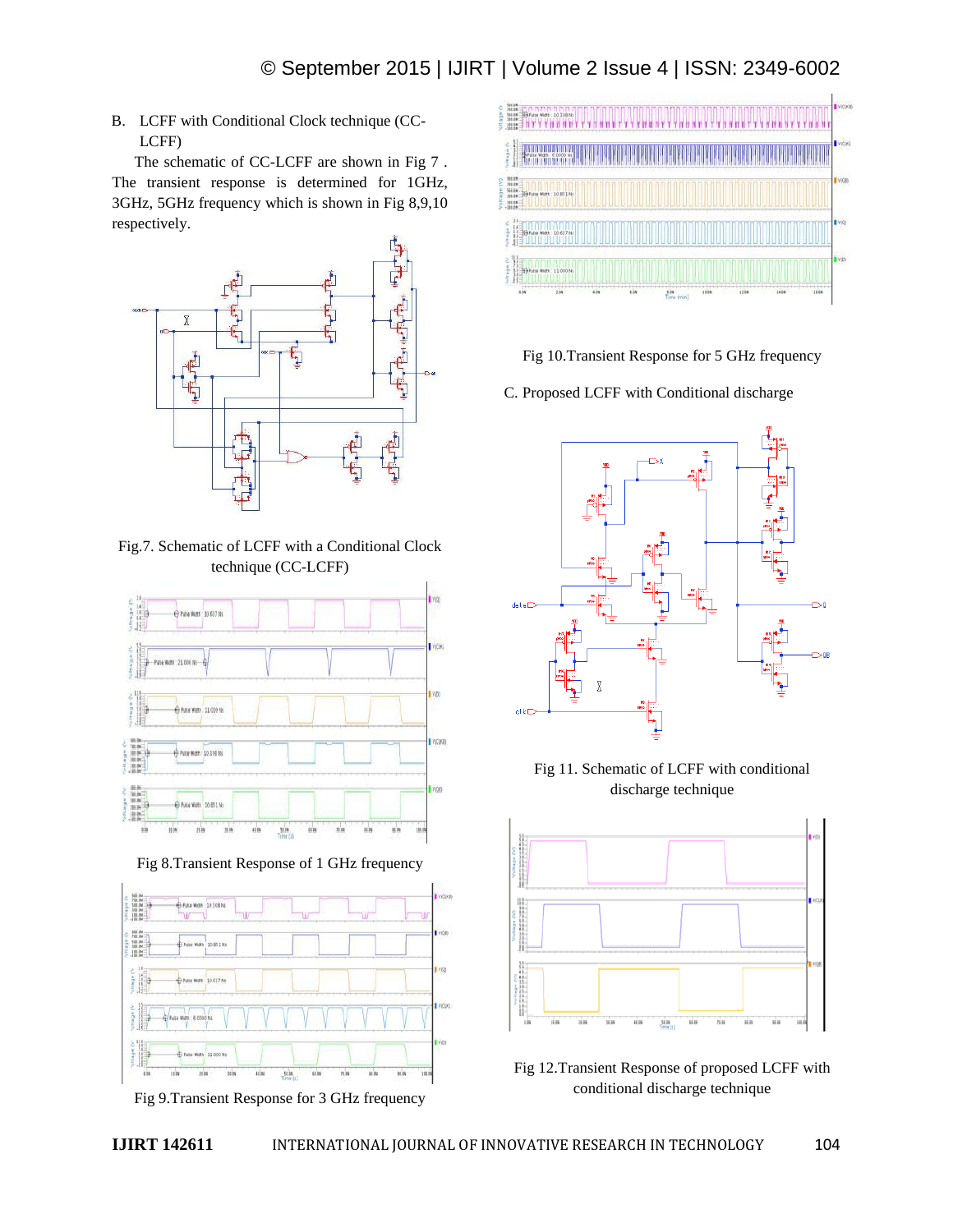B. LCFF with Conditional Clock technique (CC-LCFF)

The schematic of CC-LCFF are shown in Fig 7 . The transient response is determined for 1GHz, 3GHz, 5GHz frequency which is shown in Fig 8,9,10 respectively.

Fig.7. Schematic of LCFF with a Conditional Clock technique (CC-LCFF)

Fig 8.Transient Response of 1 GHz frequency

Fig 9.Transient Response for 3 GHz frequency

Fig 10.Transient Response for 5 GHz frequency

C. Proposed LCFF with Conditional discharge

Fig 11. Schematic of LCFF with conditional discharge technique

Fig 12.Transient Response of proposed LCFF with conditional discharge technique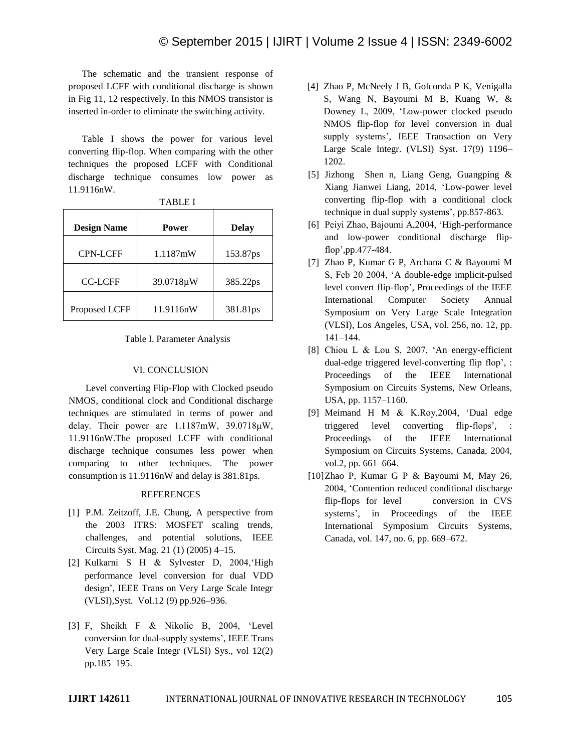The schematic and the transient response of proposed LCFF with conditional discharge is shown in Fig 11, 12 respectively. In this NMOS transistor is inserted in-order to eliminate the switching activity.

Table I shows the power for various level converting flip-flop. When comparing with the other techniques the proposed LCFF with Conditional discharge technique consumes low power as 11.9116nW.

TABLE I

| Design Name | Power | Delay |
|---|---|---|
| CPN-LCFF | 1.1187mW | 153.87ps |
| CC-LCFF | 39.0718µW | 385.22ps |
| Proposed LCFF | 11.9116nW | 381.81ps |

Table I. Parameter Analysis

## VI. CONCLUSION

Level converting Flip-Flop with Clocked pseudo NMOS, conditional clock and Conditional discharge techniques are stimulated in terms of power and delay. Their power are 1.1187mW, 39.0718µW, 11.9116nW.The proposed LCFF with conditional discharge technique consumes less power when comparing to other techniques. The power consumption is 11.9116nW and delay is 381.81ps.

## REFERENCES

[1] P.M. Zeitzoff, J.E. Chung, A perspective from the 2003 ITRS: MOSFET scaling trends, challenges, and potential solutions, IEEE Circuits Syst. Mag. 21 (1) (2005) 4–15.

[2] Kulkarni S H & Sylvester D, 2004,'High performance level conversion for dual VDD design', IEEE Trans on Very Large Scale Integr (VLSI),Syst. Vol.12 (9) pp.926–936.

[3] F, Sheikh F & Nikolic B, 2004, 'Level conversion for dual-supply systems', IEEE Trans Very Large Scale Integr (VLSI) Sys., vol 12(2) pp.185–195.

[4] Zhao P, McNeely J B, Golconda P K, Venigalla S, Wang N, Bayoumi M B, Kuang W, & Downey L, 2009, 'Low-power clocked pseudo NMOS flip-flop for level conversion in dual supply systems', IEEE Transaction on Very Large Scale Integr. (VLSI) Syst. 17(9) 1196–1202.

[5] Jizhong Shen n, Liang Geng, Guangping & Xiang Jianwei Liang, 2014, 'Low-power level converting flip-flop with a conditional clock technique in dual supply systems', pp.857-863.

[6] Peiyi Zhao, Bajoumi A,2004, 'High-performance and low-power conditional discharge flip-flop',pp.477-484.

[7] Zhao P, Kumar G P, Archana C & Bayoumi M S, Feb 20 2004, 'A double-edge implicit-pulsed level convert flip-flop', Proceedings of the IEEE International Computer Society Annual Symposium on Very Large Scale Integration (VLSI), Los Angeles, USA, vol. 256, no. 12, pp. 141–144.

[8] Chiou L & Lou S, 2007, 'An energy-efficient dual-edge triggered level-converting flip flop', : Proceedings of the IEEE International Symposium on Circuits Systems, New Orleans, USA, pp. 1157–1160.

[9] Meimand H M & K.Roy,2004, 'Dual edge triggered level converting flip-flops', : Proceedings of the IEEE International Symposium on Circuits Systems, Canada, 2004, vol.2, pp. 661–664.

[10] Zhao P, Kumar G P & Bayoumi M, May 26, 2004, 'Contention reduced conditional discharge flip-flops for level conversion in CVS systems', in Proceedings of the IEEE International Symposium Circuits Systems, Canada, vol. 147, no. 6, pp. 669–672.